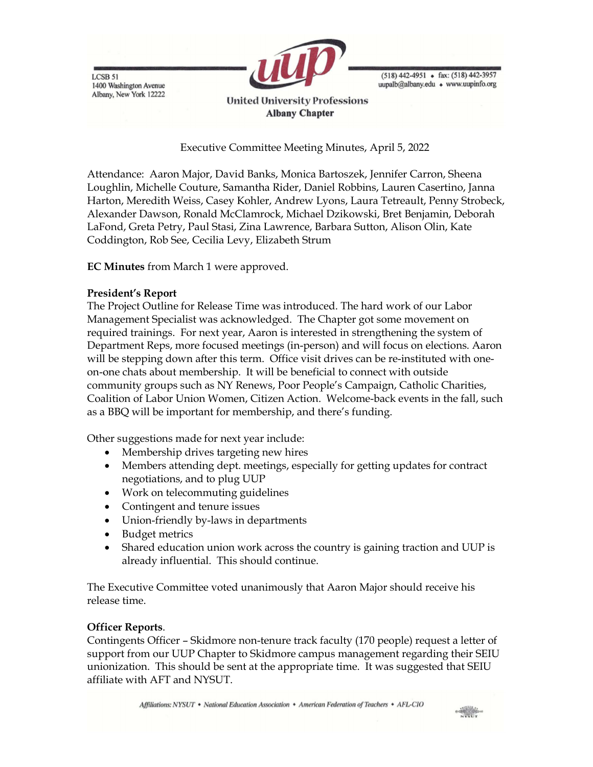LCSB 51
1400 Washington Avenue
Albany, New York 12222

(518) 442-4951 • fax: (518) 442-3957
uupalb@albany.edu • www.uupinfo.org

United University Professions
**Albany Chapter**

Executive Committee Meeting Minutes, April 5, 2022

Attendance: Aaron Major, David Banks, Monica Bartoszek, Jennifer Carron, Sheena Loughlin, Michelle Couture, Samantha Rider, Daniel Robbins, Lauren Casertino, Janna Harton, Meredith Weiss, Casey Kohler, Andrew Lyons, Laura Tetreault, Penny Strobeck, Alexander Dawson, Ronald McClamrock, Michael Dzikowski, Bret Benjamin, Deborah LaFond, Greta Petry, Paul Stasi, Zina Lawrence, Barbara Sutton, Alison Olin, Kate Coddington, Rob See, Cecilia Levy, Elizabeth Strum

**EC Minutes** from March 1 were approved.

**President's Report**
The Project Outline for Release Time was introduced. The hard work of our Labor Management Specialist was acknowledged. The Chapter got some movement on required trainings. For next year, Aaron is interested in strengthening the system of Department Reps, more focused meetings (in-person) and will focus on elections. Aaron will be stepping down after this term. Office visit drives can be re-instituted with one-on-one chats about membership. It will be beneficial to connect with outside community groups such as NY Renews, Poor People's Campaign, Catholic Charities, Coalition of Labor Union Women, Citizen Action. Welcome-back events in the fall, such as a BBQ will be important for membership, and there's funding.

Other suggestions made for next year include:

- Membership drives targeting new hires
- Members attending dept. meetings, especially for getting updates for contract negotiations, and to plug UUP
- Work on telecommuting guidelines
- Contingent and tenure issues
- Union-friendly by-laws in departments
- Budget metrics
- Shared education union work across the country is gaining traction and UUP is already influential. This should continue.

The Executive Committee voted unanimously that Aaron Major should receive his release time.

**Officer Reports**.
Contingents Officer – Skidmore non-tenure track faculty (170 people) request a letter of support from our UUP Chapter to Skidmore campus management regarding their SEIU unionization. This should be sent at the appropriate time. It was suggested that SEIU affiliate with AFT and NYSUT.

*Affiliations: NYSUT • National Education Association • American Federation of Teachers • AFL-CIO*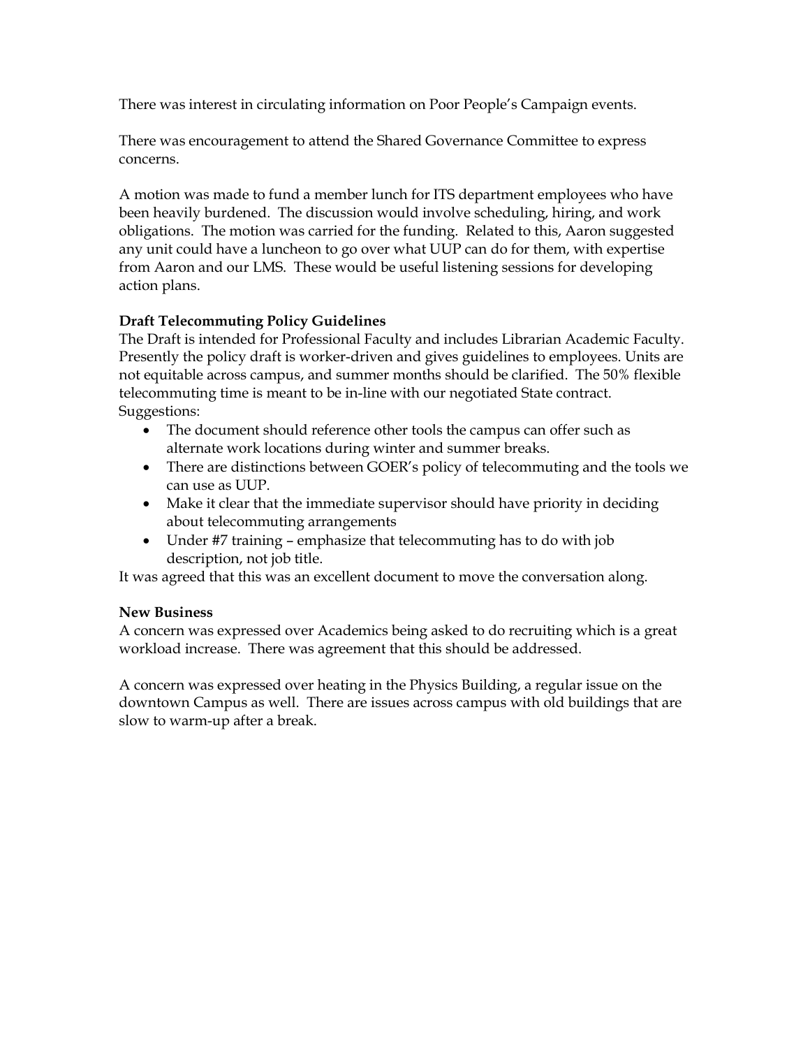There was interest in circulating information on Poor People's Campaign events.

There was encouragement to attend the Shared Governance Committee to express concerns.

A motion was made to fund a member lunch for ITS department employees who have been heavily burdened. The discussion would involve scheduling, hiring, and work obligations. The motion was carried for the funding. Related to this, Aaron suggested any unit could have a luncheon to go over what UUP can do for them, with expertise from Aaron and our LMS. These would be useful listening sessions for developing action plans.

**Draft Telecommuting Policy Guidelines**

The Draft is intended for Professional Faculty and includes Librarian Academic Faculty. Presently the policy draft is worker-driven and gives guidelines to employees. Units are not equitable across campus, and summer months should be clarified. The 50% flexible telecommuting time is meant to be in-line with our negotiated State contract.

Suggestions:

- The document should reference other tools the campus can offer such as alternate work locations during winter and summer breaks.
- There are distinctions between GOER's policy of telecommuting and the tools we can use as UUP.
- Make it clear that the immediate supervisor should have priority in deciding about telecommuting arrangements
- Under #7 training – emphasize that telecommuting has to do with job description, not job title.

It was agreed that this was an excellent document to move the conversation along.

**New Business**

A concern was expressed over Academics being asked to do recruiting which is a great workload increase. There was agreement that this should be addressed.

A concern was expressed over heating in the Physics Building, a regular issue on the downtown Campus as well. There are issues across campus with old buildings that are slow to warm-up after a break.